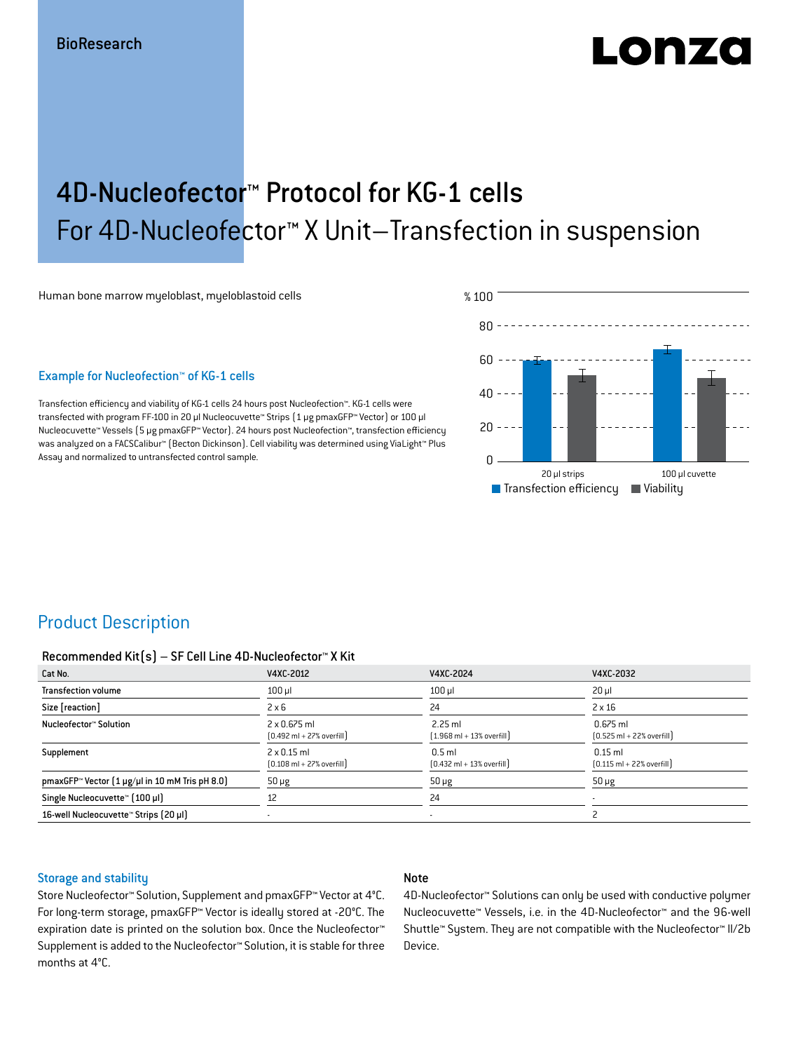BioResearch

# 4D-Nucleofector™ Protocol for KG-1 cells
## For 4D-Nucleofector™ X Unit–Transfection in suspension

Human bone marrow myeloblast, myeloblastoid cells

### Example for Nucleofection™ of KG-1 cells

Transfection efficiency and viability of KG-1 cells 24 hours post Nucleofection™. KG-1 cells were transfected with program FF-100 in 20 µl Nucleocuvette™ Strips (1 µg pmaxGFP™ Vector) or 100 µl Nucleocuvette™ Vessels (5 µg pmaxGFP™ Vector). 24 hours post Nucleofection™, transfection efficiency was analyzed on a FACSCalibur™ (Becton Dickinson). Cell viability was determined using ViaLight™ Plus Assay and normalized to untransfected control sample.

## Product Description

#### Recommended Kit(s) – SF Cell Line 4D-Nucleofector™ X Kit

| Cat No. | V4XC-2012 | V4XC-2024 | V4XC-2032 |
|---|---|---|---|
| Transfection volume | 100 µl | 100 µl | 20 µl |
| Size [reaction] | 2 x 6 | 24 | 2 x 16 |
| Nucleofector™ Solution | 2 x 0.675 ml (0.492 ml + 27% overfill) | 2.25 ml (1.968 ml + 13% overfill) | 0.675 ml (0.525 ml + 22% overfill) |
| Supplement | 2 x 0.15 ml (0.108 ml + 27% overfill) | 0.5 ml (0.432 ml + 13% overfill) | 0.15 ml (0.115 ml + 22% overfill) |
| pmaxGFP™ Vector (1 µg/µl in 10 mM Tris pH 8.0) | 50 µg | 50 µg | 50 µg |
| Single Nucleocuvette™ (100 µl) | 12 | 24 | - |
| 16-well Nucleocuvette™ Strips (20 µl) | - | - | 2 |

### Storage and stability

Store Nucleofector™ Solution, Supplement and pmaxGFP™ Vector at 4°C. For long-term storage, pmaxGFP™ Vector is ideally stored at -20°C. The expiration date is printed on the solution box. Once the Nucleofector™ Supplement is added to the Nucleofector™ Solution, it is stable for three months at 4°C.

### Note

4D-Nucleofector™ Solutions can only be used with conductive polymer Nucleocuvette™ Vessels, i.e. in the 4D-Nucleofector™ and the 96-well Shuttle™ System. They are not compatible with the Nucleofector™ II/2b Device.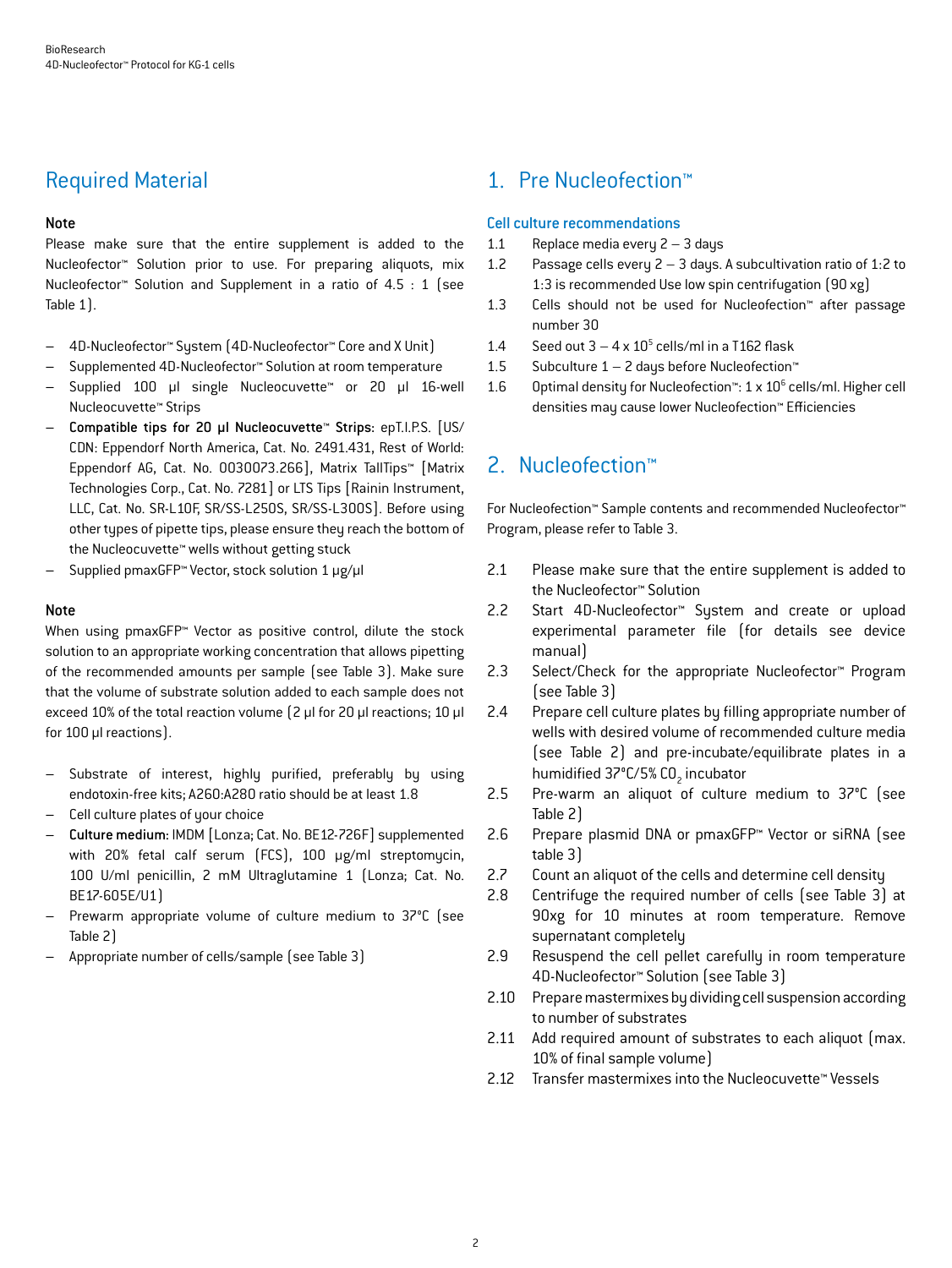## Required Material

**Note**

Please make sure that the entire supplement is added to the Nucleofector™ Solution prior to use. For preparing aliquots, mix Nucleofector™ Solution and Supplement in a ratio of 4.5 : 1 (see Table 1).

- 4D-Nucleofector™ System (4D-Nucleofector™ Core and X Unit)
- Supplemented 4D-Nucleofector™ Solution at room temperature
- Supplied 100 µl single Nucleocuvette™ or 20 µl 16-well Nucleocuvette™ Strips
- **Compatible tips for 20 µl Nucleocuvette™ Strips:** epT.I.P.S. [US/CDN: Eppendorf North America, Cat. No. 2491.431, Rest of World: Eppendorf AG, Cat. No. 0030073.266], Matrix TallTips™ [Matrix Technologies Corp., Cat. No. 7281] or LTS Tips [Rainin Instrument, LLC, Cat. No. SR-L10F, SR/SS-L250S, SR/SS-L300S]. Before using other types of pipette tips, please ensure they reach the bottom of the Nucleocuvette™ wells without getting stuck
- Supplied pmaxGFP™ Vector, stock solution 1 µg/µl

**Note**

When using pmaxGFP™ Vector as positive control, dilute the stock solution to an appropriate working concentration that allows pipetting of the recommended amounts per sample (see Table 3). Make sure that the volume of substrate solution added to each sample does not exceed 10% of the total reaction volume (2 µl for 20 µl reactions; 10 µl for 100 µl reactions).

- Substrate of interest, highly purified, preferably by using endotoxin-free kits; A260:A280 ratio should be at least 1.8
- Cell culture plates of your choice
- **Culture medium:** IMDM [Lonza; Cat. No. BE12-726F] supplemented with 20% fetal calf serum (FCS), 100 µg/ml streptomycin, 100 U/ml penicillin, 2 mM Ultraglutamine 1 (Lonza; Cat. No. BE17-605E/U1)
- Prewarm appropriate volume of culture medium to 37°C (see Table 2)
- Appropriate number of cells/sample (see Table 3)

## 1. Pre Nucleofection™

### Cell culture recommendations

1.1 Replace media every 2 – 3 days

1.2 Passage cells every 2 – 3 days. A subcultivation ratio of 1:2 to 1:3 is recommended Use low spin centrifugation (90 xg)

1.3 Cells should not be used for Nucleofection™ after passage number 30

1.4 Seed out 3 – 4 x $10^5$ cells/ml in a T162 flask

1.5 Subculture 1 – 2 days before Nucleofection™

1.6 Optimal density for Nucleofection™: 1 x $10^6$ cells/ml. Higher cell densities may cause lower Nucleofection™ Efficiencies

## 2. Nucleofection™

For Nucleofection™ Sample contents and recommended Nucleofector™ Program, please refer to Table 3.

2.1 Please make sure that the entire supplement is added to the Nucleofector™ Solution

2.2 Start 4D-Nucleofector™ System and create or upload experimental parameter file (for details see device manual)

2.3 Select/Check for the appropriate Nucleofector™ Program (see Table 3)

2.4 Prepare cell culture plates by filling appropriate number of wells with desired volume of recommended culture media (see Table 2) and pre-incubate/equilibrate plates in a humidified 37°C/5% $CO_2$ incubator

2.5 Pre-warm an aliquot of culture medium to 37°C (see Table 2)

2.6 Prepare plasmid DNA or pmaxGFP™ Vector or siRNA (see table 3)

2.7 Count an aliquot of the cells and determine cell density

2.8 Centrifuge the required number of cells (see Table 3) at 90xg for 10 minutes at room temperature. Remove supernatant completely

2.9 Resuspend the cell pellet carefully in room temperature 4D-Nucleofector™ Solution (see Table 3)

2.10 Prepare mastermixes by dividing cell suspension according to number of substrates

2.11 Add required amount of substrates to each aliquot (max. 10% of final sample volume)

2.12 Transfer mastermixes into the Nucleocuvette™ Vessels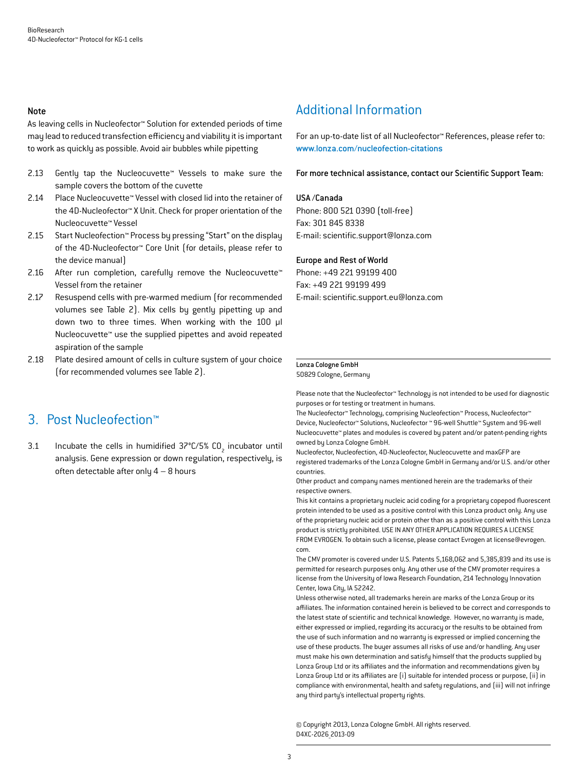**Note**

As leaving cells in Nucleofector™ Solution for extended periods of time may lead to reduced transfection efficiency and viability it is important to work as quickly as possible. Avoid air bubbles while pipetting

2.13 Gently tap the Nucleocuvette™ Vessels to make sure the sample covers the bottom of the cuvette

2.14 Place Nucleocuvette™ Vessel with closed lid into the retainer of the 4D-Nucleofector™ X Unit. Check for proper orientation of the Nucleocuvette™ Vessel

2.15 Start Nucleofection™ Process by pressing "Start" on the display of the 4D-Nucleofector™ Core Unit (for details, please refer to the device manual)

2.16 After run completion, carefully remove the Nucleocuvette™ Vessel from the retainer

2.17 Resuspend cells with pre-warmed medium (for recommended volumes see Table 2). Mix cells by gently pipetting up and down two to three times. When working with the 100 µl Nucleocuvette™ use the supplied pipettes and avoid repeated aspiration of the sample

2.18 Plate desired amount of cells in culture system of your choice (for recommended volumes see Table 2).

## 3. Post Nucleofection™

3.1 Incubate the cells in humidified 37°C/5% $CO_2$ incubator until analysis. Gene expression or down regulation, respectively, is often detectable after only 4 – 8 hours

## Additional Information

For an up-to-date list of all Nucleofector™ References, please refer to: www.lonza.com/nucleofection-citations

**For more technical assistance, contact our Scientific Support Team:**

**USA /Canada**
Phone: 800 521 0390 (toll-free)
Fax: 301 845 8338
E-mail: scientific.support@lonza.com

**Europe and Rest of World**
Phone: +49 221 99199 400
Fax: +49 221 99199 499
E-mail: scientific.support.eu@lonza.com

**Lonza Cologne GmbH**
50829 Cologne, Germany

Please note that the Nucleofector™ Technology is not intended to be used for diagnostic purposes or for testing or treatment in humans.
The Nucleofector™ Technology, comprising Nucleofection™ Process, Nucleofector™ Device, Nucleofector™ Solutions, Nucleofector ™ 96-well Shuttle™ System and 96-well Nucleocuvette™ plates and modules is covered by patent and/or patent-pending rights owned by Lonza Cologne GmbH.
Nucleofector, Nucleofection, 4D-Nucleofector, Nucleocuvette and maxGFP are registered trademarks of the Lonza Cologne GmbH in Germany and/or U.S. and/or other countries.
Other product and company names mentioned herein are the trademarks of their respective owners.
This kit contains a proprietary nucleic acid coding for a proprietary copepod fluorescent protein intended to be used as a positive control with this Lonza product only. Any use of the proprietary nucleic acid or protein other than as a positive control with this Lonza product is strictly prohibited. USE IN ANY OTHER APPLICATION REQUIRES A LICENSE FROM EVROGEN. To obtain such a license, please contact Evrogen at license@evrogen.com.
The CMV promoter is covered under U.S. Patents 5,168,062 and 5,385,839 and its use is permitted for research purposes only. Any other use of the CMV promoter requires a license from the University of Iowa Research Foundation, 214 Technology Innovation Center, Iowa City, IA 52242.
Unless otherwise noted, all trademarks herein are marks of the Lonza Group or its affiliates. The information contained herein is believed to be correct and corresponds to the latest state of scientific and technical knowledge. However, no warranty is made, either expressed or implied, regarding its accuracy or the results to be obtained from the use of such information and no warranty is expressed or implied concerning the use of these products. The buyer assumes all risks of use and/or handling. Any user must make his own determination and satisfy himself that the products supplied by Lonza Group Ltd or its affiliates and the information and recommendations given by Lonza Group Ltd or its affiliates are (i) suitable for intended process or purpose, (ii) in compliance with environmental, health and safety regulations, and (iii) will not infringe any third party's intellectual property rights.

© Copyright 2013, Lonza Cologne GmbH. All rights reserved.
D4XC-2026_2013-09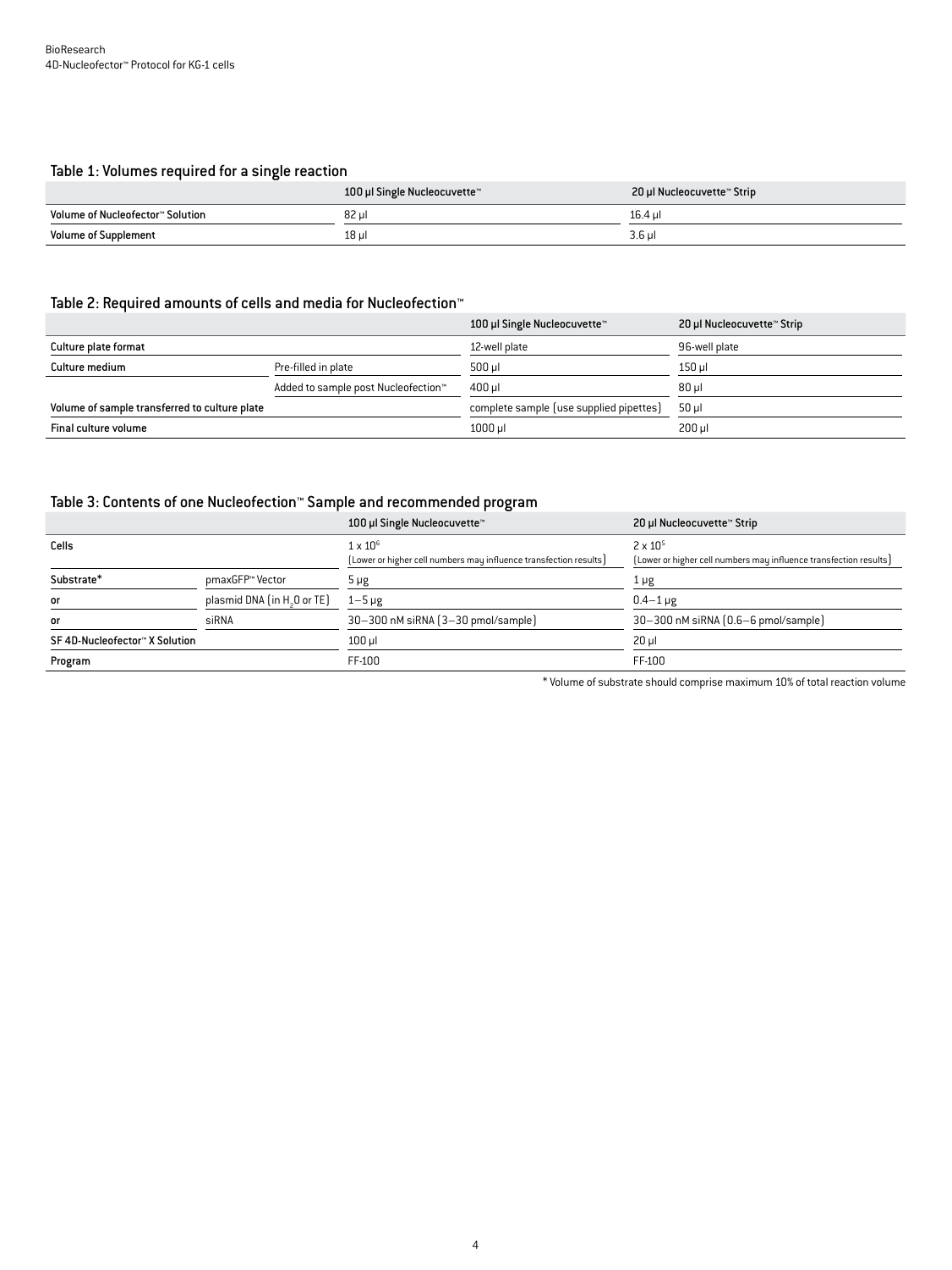### Table 1: Volumes required for a single reaction

| | 100 µl Single Nucleocuvette™ | 20 µl Nucleocuvette™ Strip |
|---|---|---|
| Volume of Nucleofector™ Solution | 82 µl | 16.4 µl |
| Volume of Supplement | 18 µl | 3.6 µl |

### Table 2: Required amounts of cells and media for Nucleofection™

| | | 100 µl Single Nucleocuvette™ | 20 µl Nucleocuvette™ Strip |
|---|---|---|---|
| Culture plate format | | 12-well plate | 96-well plate |
| Culture medium | Pre-filled in plate | 500 µl | 150 µl |
| | Added to sample post Nucleofection™ | 400 µl | 80 µl |
| Volume of sample transferred to culture plate | | complete sample (use supplied pipettes) | 50 µl |
| Final culture volume | | 1000 µl | 200 µl |

### Table 3: Contents of one Nucleofection™ Sample and recommended program

| | | 100 µl Single Nucleocuvette™ | 20 µl Nucleocuvette™ Strip |
|---|---|---|---|
| Cells | | $1 \times 10^6$ (Lower or higher cell numbers may influence transfection results) | $2 \times 10^5$ (Lower or higher cell numbers may influence transfection results) |
| Substrate* | pmaxGFP™ Vector | 5 µg | 1 µg |
| or | plasmid DNA (in $H_2O$ or TE) | 1–5 µg | 0.4–1 µg |
| or | siRNA | 30–300 nM siRNA (3–30 pmol/sample) | 30–300 nM siRNA (0.6–6 pmol/sample) |
| SF 4D-Nucleofector™ X Solution | | 100 µl | 20 µl |
| Program | | FF-100 | FF-100 |

* Volume of substrate should comprise maximum 10% of total reaction volume